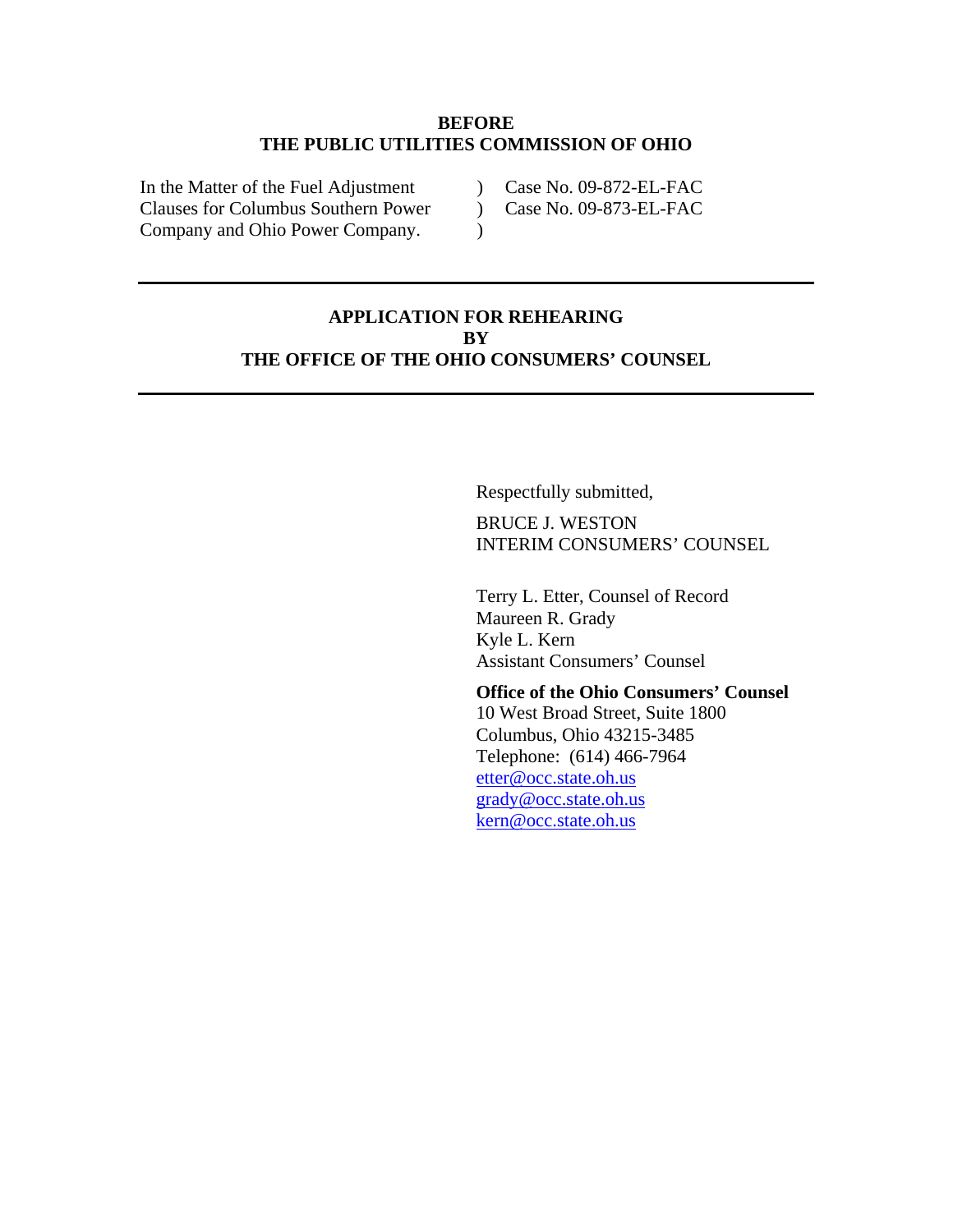**BEFORE**
**THE PUBLIC UTILITIES COMMISSION OF OHIO**

| | | |
|---|---|---|
| In the Matter of the Fuel Adjustment | ) | Case No. 09-872-EL-FAC |
| Clauses for Columbus Southern Power | ) | Case No. 09-873-EL-FAC |
| Company and Ohio Power Company. | ) | |

---

**APPLICATION FOR REHEARING**
**BY**
**THE OFFICE OF THE OHIO CONSUMERS' COUNSEL**

---

Respectfully submitted,

BRUCE J. WESTON
INTERIM CONSUMERS' COUNSEL

Terry L. Etter, Counsel of Record
Maureen R. Grady
Kyle L. Kern
Assistant Consumers' Counsel

**Office of the Ohio Consumers' Counsel**
10 West Broad Street, Suite 1800
Columbus, Ohio 43215-3485
Telephone: (614) 466-7964
etter@occ.state.oh.us
grady@occ.state.oh.us
kern@occ.state.oh.us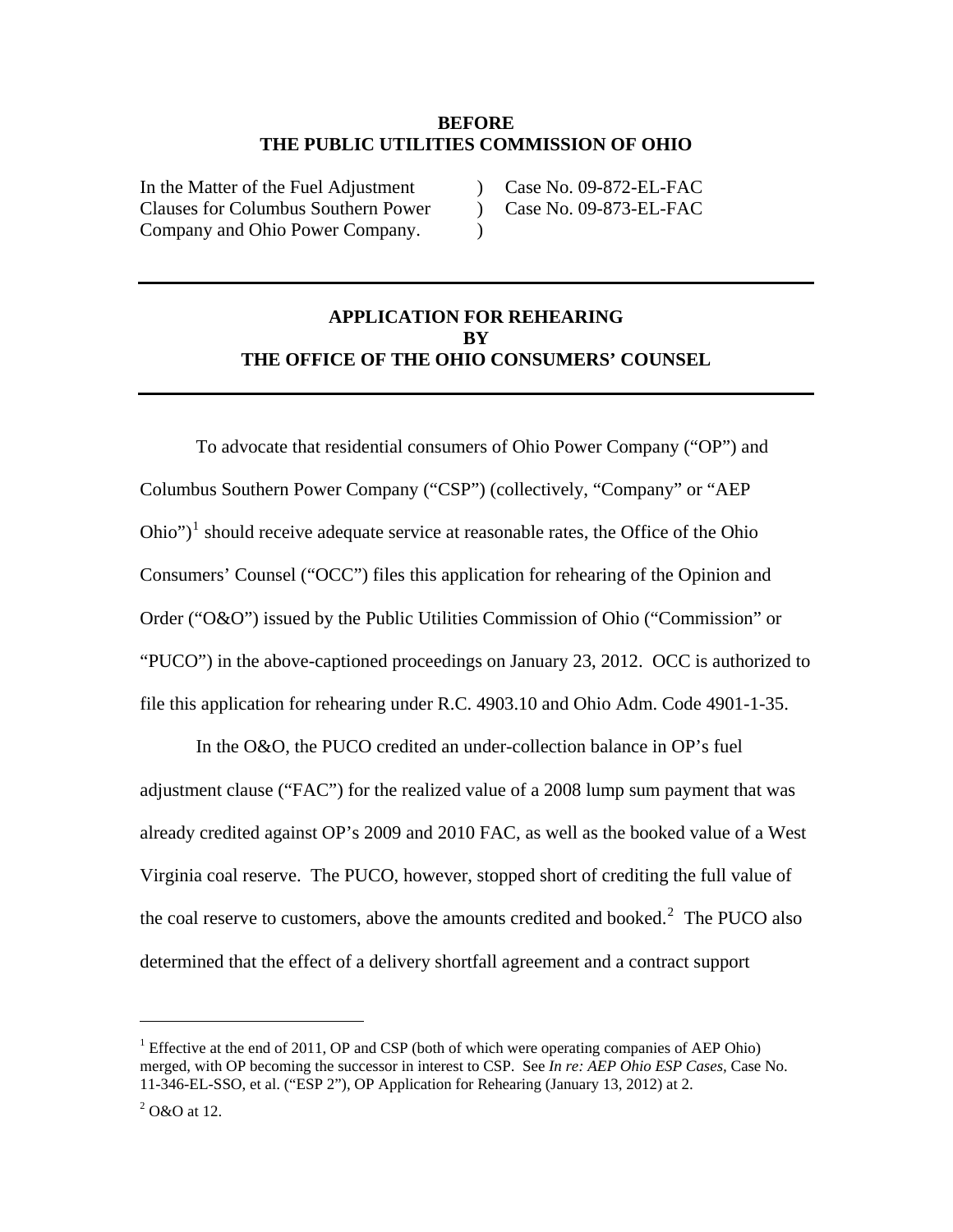**BEFORE**
**THE PUBLIC UTILITIES COMMISSION OF OHIO**

| | | |
|---|---|---|
| In the Matter of the Fuel Adjustment Clauses for Columbus Southern Power Company and Ohio Power Company. | ) ) ) | Case No. 09-872-EL-FAC Case No. 09-873-EL-FAC |

---

**APPLICATION FOR REHEARING**
**BY**
**THE OFFICE OF THE OHIO CONSUMERS' COUNSEL**

---

To advocate that residential consumers of Ohio Power Company ("OP") and Columbus Southern Power Company ("CSP") (collectively, "Company" or "AEP Ohio")[1] should receive adequate service at reasonable rates, the Office of the Ohio Consumers' Counsel ("OCC") files this application for rehearing of the Opinion and Order ("O&O") issued by the Public Utilities Commission of Ohio ("Commission" or "PUCO") in the above-captioned proceedings on January 23, 2012. OCC is authorized to file this application for rehearing under R.C. 4903.10 and Ohio Adm. Code 4901-1-35.

In the O&O, the PUCO credited an under-collection balance in OP's fuel adjustment clause ("FAC") for the realized value of a 2008 lump sum payment that was already credited against OP's 2009 and 2010 FAC, as well as the booked value of a West Virginia coal reserve. The PUCO, however, stopped short of crediting the full value of the coal reserve to customers, above the amounts credited and booked.[2] The PUCO also determined that the effect of a delivery shortfall agreement and a contract support

---

[1] Effective at the end of 2011, OP and CSP (both of which were operating companies of AEP Ohio) merged, with OP becoming the successor in interest to CSP. See *In re: AEP Ohio ESP Cases,* Case No. 11-346-EL-SSO, et al. ("ESP 2"), OP Application for Rehearing (January 13, 2012) at 2.

[2] O&O at 12.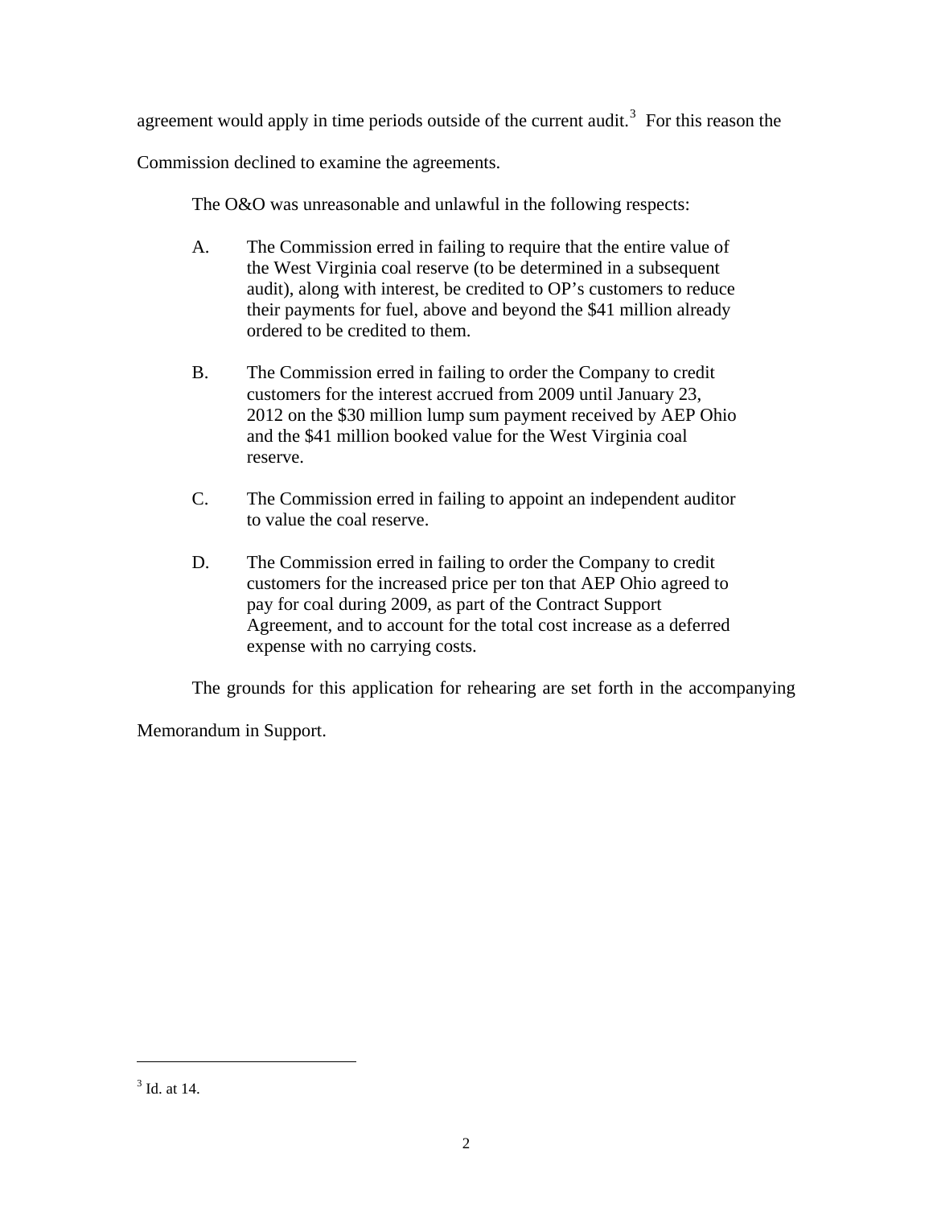agreement would apply in time periods outside of the current audit.[3] For this reason the Commission declined to examine the agreements.

The O&O was unreasonable and unlawful in the following respects:

A. The Commission erred in failing to require that the entire value of the West Virginia coal reserve (to be determined in a subsequent audit), along with interest, be credited to OP's customers to reduce their payments for fuel, above and beyond the $41 million already ordered to be credited to them.

B. The Commission erred in failing to order the Company to credit customers for the interest accrued from 2009 until January 23, 2012 on the $30 million lump sum payment received by AEP Ohio and the $41 million booked value for the West Virginia coal reserve.

C. The Commission erred in failing to appoint an independent auditor to value the coal reserve.

D. The Commission erred in failing to order the Company to credit customers for the increased price per ton that AEP Ohio agreed to pay for coal during 2009, as part of the Contract Support Agreement, and to account for the total cost increase as a deferred expense with no carrying costs.

The grounds for this application for rehearing are set forth in the accompanying Memorandum in Support.

---

[3] Id. at 14.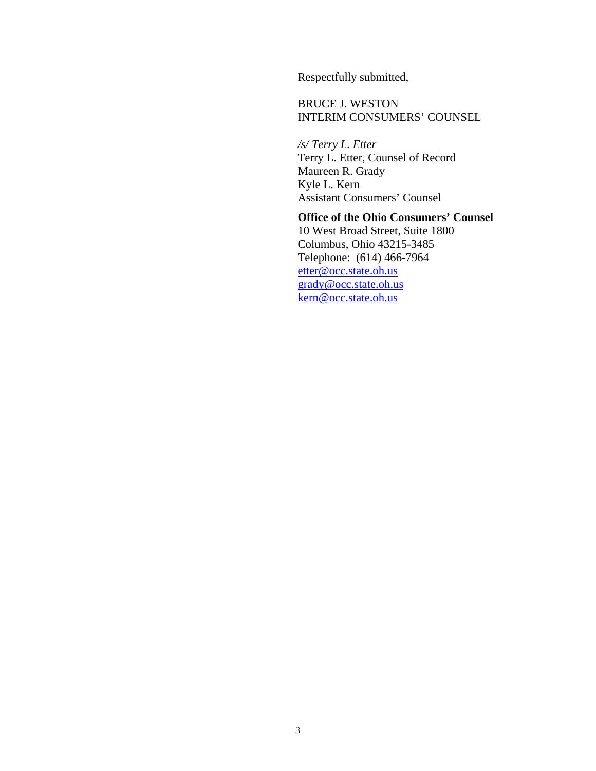Respectfully submitted,

BRUCE J. WESTON
INTERIM CONSUMERS' COUNSEL

*/s/ Terry L. Etter*
Terry L. Etter, Counsel of Record
Maureen R. Grady
Kyle L. Kern
Assistant Consumers' Counsel

**Office of the Ohio Consumers' Counsel**
10 West Broad Street, Suite 1800
Columbus, Ohio 43215-3485
Telephone: (614) 466-7964
etter@occ.state.oh.us
grady@occ.state.oh.us
kern@occ.state.oh.us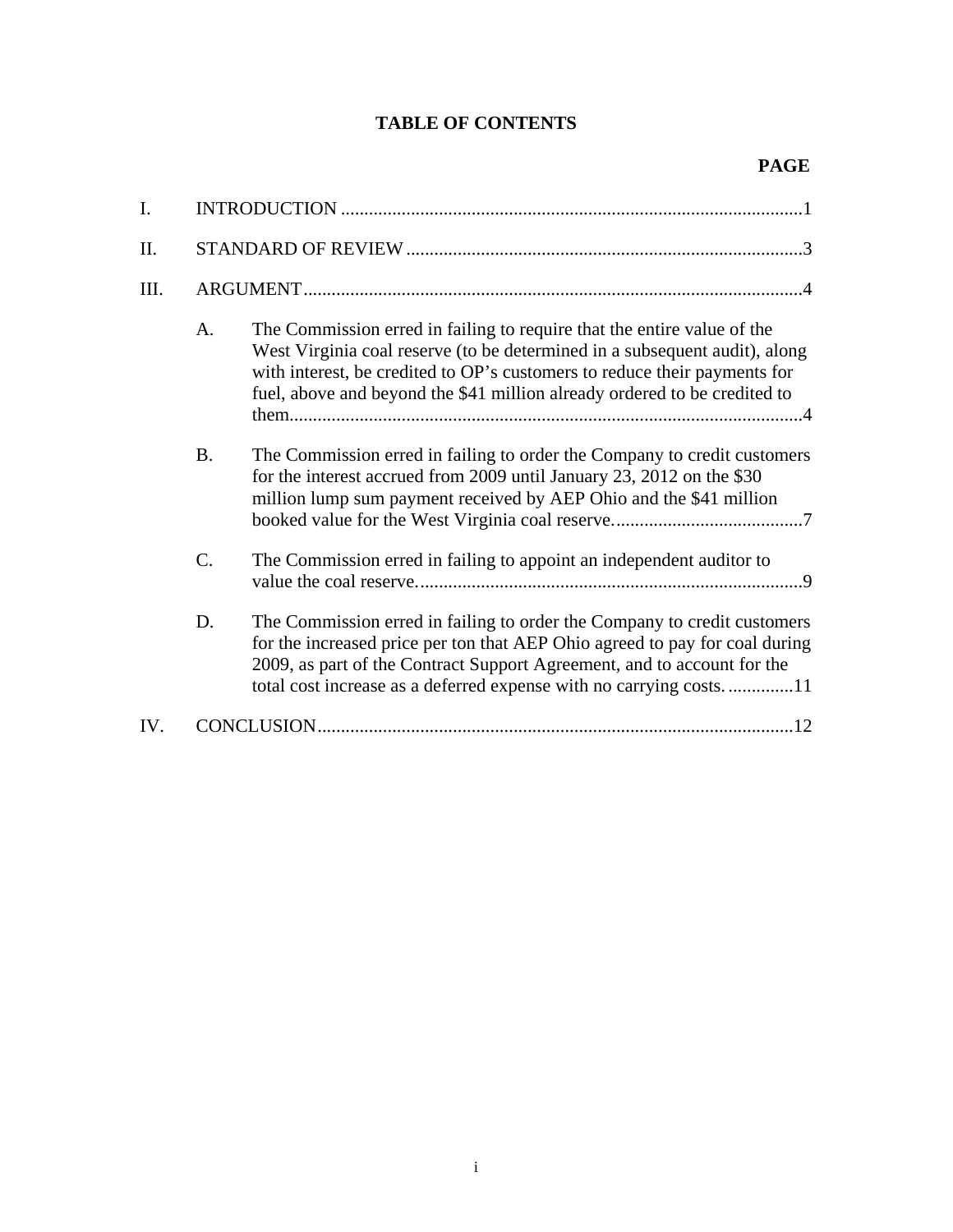# TABLE OF CONTENTS

**PAGE**

I. INTRODUCTION ....................................................................................................1

II. STANDARD OF REVIEW .....................................................................................3

III. ARGUMENT...........................................................................................................4

A. The Commission erred in failing to require that the entire value of the West Virginia coal reserve (to be determined in a subsequent audit), along with interest, be credited to OP's customers to reduce their payments for fuel, above and beyond the $41 million already ordered to be credited to them.............................................................................................................4

B. The Commission erred in failing to order the Company to credit customers for the interest accrued from 2009 until January 23, 2012 on the $30 million lump sum payment received by AEP Ohio and the $41 million booked value for the West Virginia coal reserve.........................................7

C. The Commission erred in failing to appoint an independent auditor to value the coal reserve...................................................................................9

D. The Commission erred in failing to order the Company to credit customers for the increased price per ton that AEP Ohio agreed to pay for coal during 2009, as part of the Contract Support Agreement, and to account for the total cost increase as a deferred expense with no carrying costs. ..............11

IV. CONCLUSION......................................................................................................12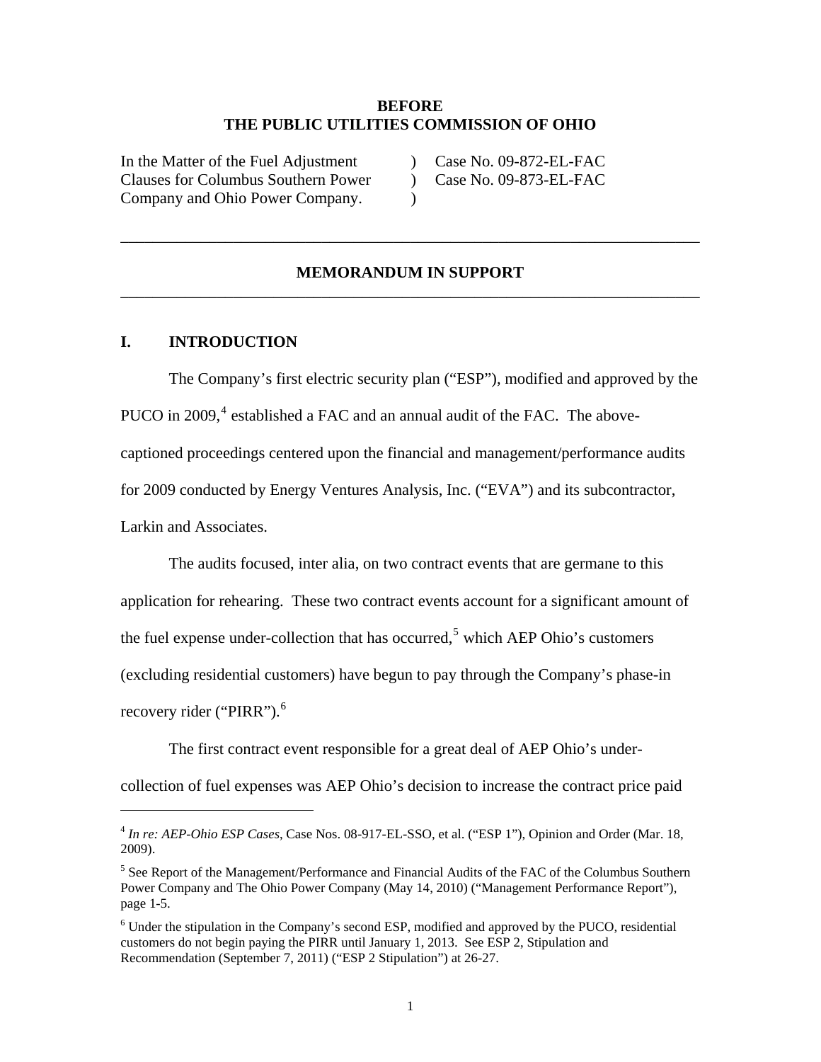**BEFORE**
**THE PUBLIC UTILITIES COMMISSION OF OHIO**

| | | |
|---|---|---|
| In the Matter of the Fuel Adjustment Clauses for Columbus Southern Power Company and Ohio Power Company. | ) ) ) | Case No. 09-872-EL-FAC Case No. 09-873-EL-FAC |

---

## MEMORANDUM IN SUPPORT

---

### I. INTRODUCTION

The Company's first electric security plan ("ESP"), modified and approved by the PUCO in 2009,[4] established a FAC and an annual audit of the FAC. The above-captioned proceedings centered upon the financial and management/performance audits for 2009 conducted by Energy Ventures Analysis, Inc. ("EVA") and its subcontractor, Larkin and Associates.

The audits focused, inter alia, on two contract events that are germane to this application for rehearing. These two contract events account for a significant amount of the fuel expense under-collection that has occurred,[5] which AEP Ohio's customers (excluding residential customers) have begun to pay through the Company's phase-in recovery rider ("PIRR").[6]

The first contract event responsible for a great deal of AEP Ohio's under-collection of fuel expenses was AEP Ohio's decision to increase the contract price paid

---

[4] *In re: AEP-Ohio ESP Cases*, Case Nos. 08-917-EL-SSO, et al. ("ESP 1"), Opinion and Order (Mar. 18, 2009).

[5] See Report of the Management/Performance and Financial Audits of the FAC of the Columbus Southern Power Company and The Ohio Power Company (May 14, 2010) ("Management Performance Report"), page 1-5.

[6] Under the stipulation in the Company's second ESP, modified and approved by the PUCO, residential customers do not begin paying the PIRR until January 1, 2013. See ESP 2, Stipulation and Recommendation (September 7, 2011) ("ESP 2 Stipulation") at 26-27.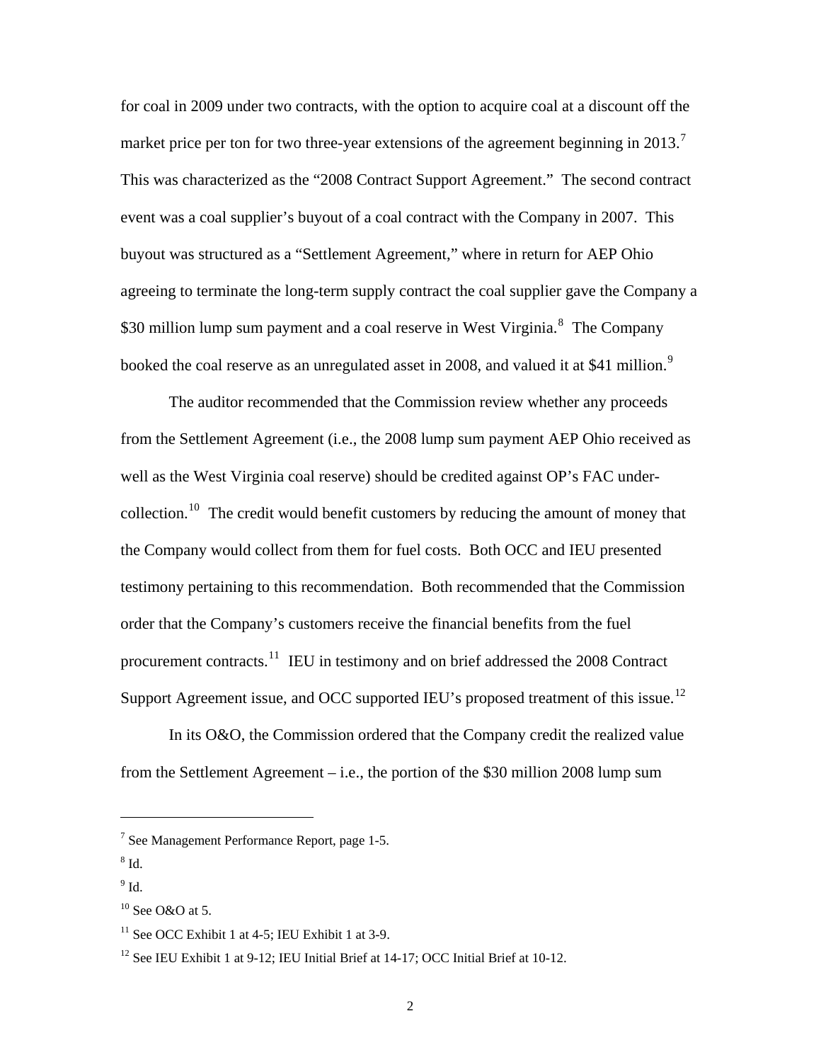for coal in 2009 under two contracts, with the option to acquire coal at a discount off the market price per ton for two three-year extensions of the agreement beginning in 2013.[7] This was characterized as the "2008 Contract Support Agreement." The second contract event was a coal supplier's buyout of a coal contract with the Company in 2007. This buyout was structured as a "Settlement Agreement," where in return for AEP Ohio agreeing to terminate the long-term supply contract the coal supplier gave the Company a $30 million lump sum payment and a coal reserve in West Virginia.[8] The Company booked the coal reserve as an unregulated asset in 2008, and valued it at $41 million.[9]

The auditor recommended that the Commission review whether any proceeds from the Settlement Agreement (i.e., the 2008 lump sum payment AEP Ohio received as well as the West Virginia coal reserve) should be credited against OP's FAC under-collection.[10] The credit would benefit customers by reducing the amount of money that the Company would collect from them for fuel costs. Both OCC and IEU presented testimony pertaining to this recommendation. Both recommended that the Commission order that the Company's customers receive the financial benefits from the fuel procurement contracts.[11] IEU in testimony and on brief addressed the 2008 Contract Support Agreement issue, and OCC supported IEU's proposed treatment of this issue.[12]

In its O&O, the Commission ordered that the Company credit the realized value from the Settlement Agreement – i.e., the portion of the $30 million 2008 lump sum

---

[7] See Management Performance Report, page 1-5.

[8] Id.

[9] Id.

[10] See O&O at 5.

[11] See OCC Exhibit 1 at 4-5; IEU Exhibit 1 at 3-9.

[12] See IEU Exhibit 1 at 9-12; IEU Initial Brief at 14-17; OCC Initial Brief at 10-12.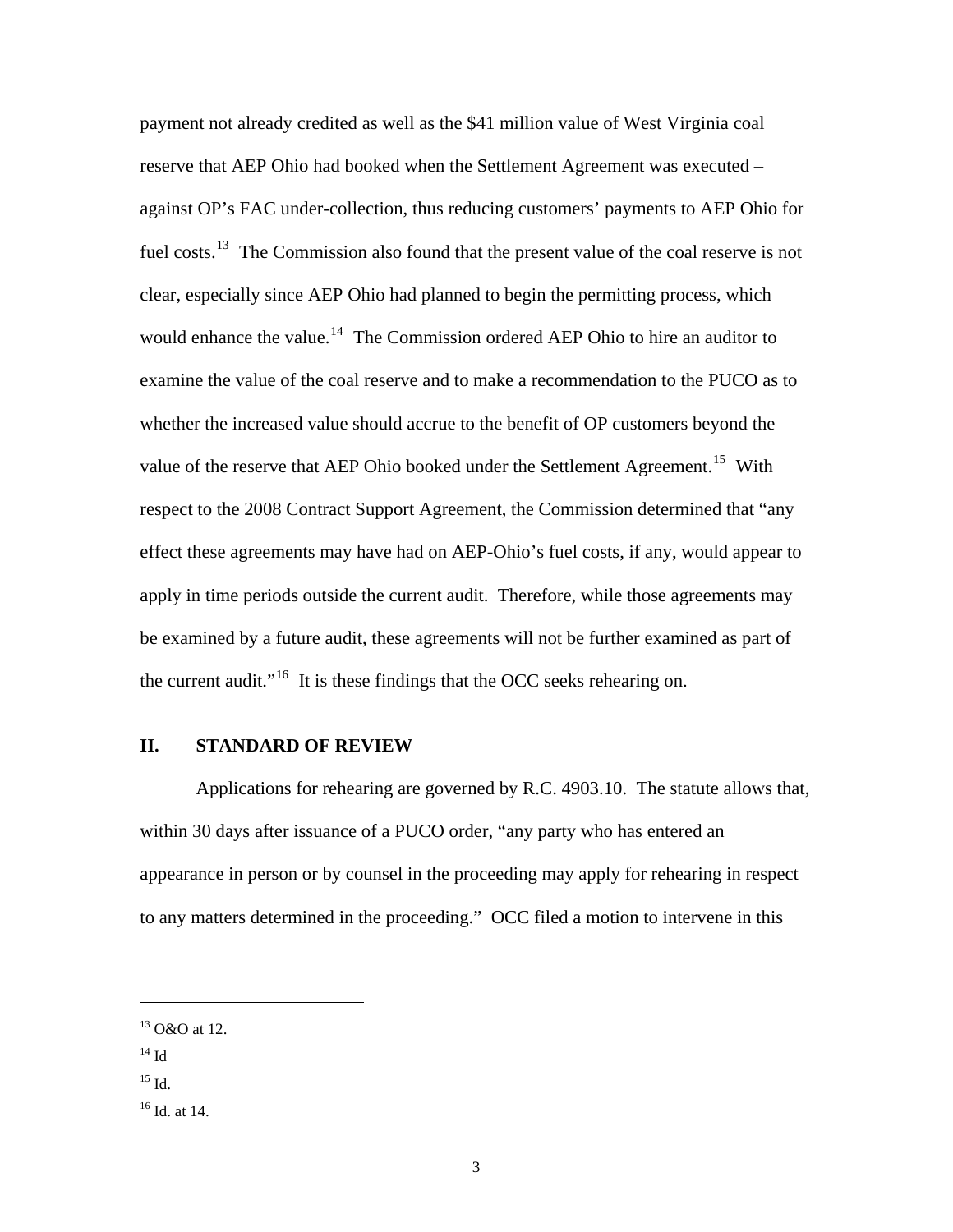payment not already credited as well as the $41 million value of West Virginia coal reserve that AEP Ohio had booked when the Settlement Agreement was executed – against OP's FAC under-collection, thus reducing customers' payments to AEP Ohio for fuel costs.[13] The Commission also found that the present value of the coal reserve is not clear, especially since AEP Ohio had planned to begin the permitting process, which would enhance the value.[14] The Commission ordered AEP Ohio to hire an auditor to examine the value of the coal reserve and to make a recommendation to the PUCO as to whether the increased value should accrue to the benefit of OP customers beyond the value of the reserve that AEP Ohio booked under the Settlement Agreement.[15] With respect to the 2008 Contract Support Agreement, the Commission determined that "any effect these agreements may have had on AEP-Ohio's fuel costs, if any, would appear to apply in time periods outside the current audit. Therefore, while those agreements may be examined by a future audit, these agreements will not be further examined as part of the current audit."[16] It is these findings that the OCC seeks rehearing on.

## II. STANDARD OF REVIEW

Applications for rehearing are governed by R.C. 4903.10. The statute allows that, within 30 days after issuance of a PUCO order, "any party who has entered an appearance in person or by counsel in the proceeding may apply for rehearing in respect to any matters determined in the proceeding." OCC filed a motion to intervene in this

---

[13] O&O at 12.

[14] Id

[15] Id.

[16] Id. at 14.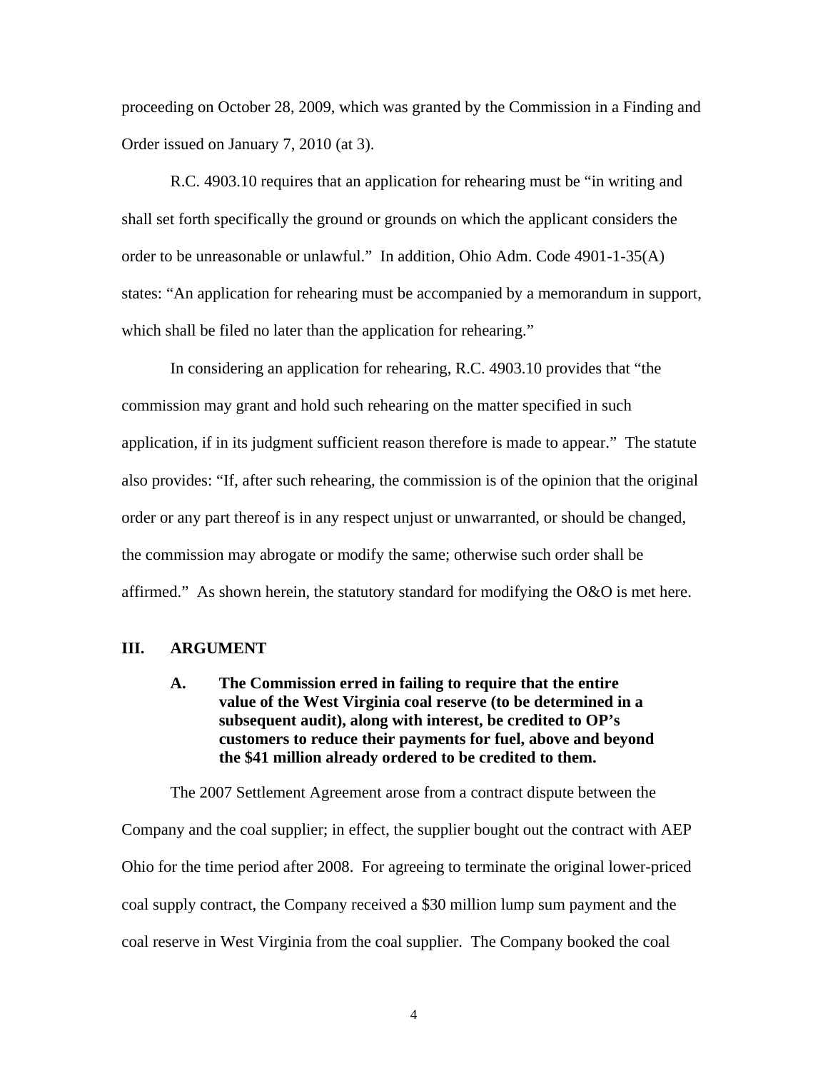proceeding on October 28, 2009, which was granted by the Commission in a Finding and Order issued on January 7, 2010 (at 3).

R.C. 4903.10 requires that an application for rehearing must be "in writing and shall set forth specifically the ground or grounds on which the applicant considers the order to be unreasonable or unlawful." In addition, Ohio Adm. Code 4901-1-35(A) states: "An application for rehearing must be accompanied by a memorandum in support, which shall be filed no later than the application for rehearing."

In considering an application for rehearing, R.C. 4903.10 provides that "the commission may grant and hold such rehearing on the matter specified in such application, if in its judgment sufficient reason therefore is made to appear." The statute also provides: "If, after such rehearing, the commission is of the opinion that the original order or any part thereof is in any respect unjust or unwarranted, or should be changed, the commission may abrogate or modify the same; otherwise such order shall be affirmed." As shown herein, the statutory standard for modifying the O&O is met here.

## III. ARGUMENT

### A. The Commission erred in failing to require that the entire value of the West Virginia coal reserve (to be determined in a subsequent audit), along with interest, be credited to OP's customers to reduce their payments for fuel, above and beyond the $41 million already ordered to be credited to them.

The 2007 Settlement Agreement arose from a contract dispute between the Company and the coal supplier; in effect, the supplier bought out the contract with AEP Ohio for the time period after 2008. For agreeing to terminate the original lower-priced coal supply contract, the Company received a $30 million lump sum payment and the coal reserve in West Virginia from the coal supplier. The Company booked the coal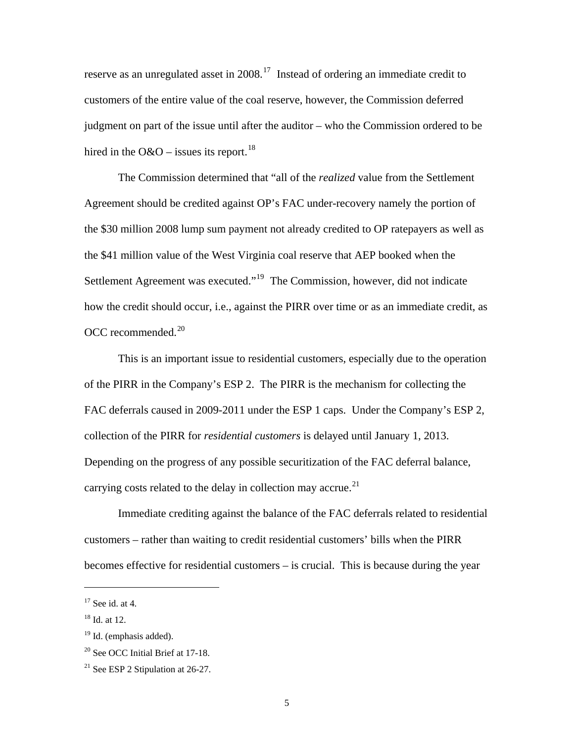reserve as an unregulated asset in 2008.[17] Instead of ordering an immediate credit to customers of the entire value of the coal reserve, however, the Commission deferred judgment on part of the issue until after the auditor – who the Commission ordered to be hired in the O&O – issues its report.[18]

The Commission determined that "all of the *realized* value from the Settlement Agreement should be credited against OP's FAC under-recovery namely the portion of the $30 million 2008 lump sum payment not already credited to OP ratepayers as well as the $41 million value of the West Virginia coal reserve that AEP booked when the Settlement Agreement was executed."[19] The Commission, however, did not indicate how the credit should occur, i.e., against the PIRR over time or as an immediate credit, as OCC recommended.[20]

This is an important issue to residential customers, especially due to the operation of the PIRR in the Company's ESP 2. The PIRR is the mechanism for collecting the FAC deferrals caused in 2009-2011 under the ESP 1 caps. Under the Company's ESP 2, collection of the PIRR for *residential customers* is delayed until January 1, 2013. Depending on the progress of any possible securitization of the FAC deferral balance, carrying costs related to the delay in collection may accrue.[21]

Immediate crediting against the balance of the FAC deferrals related to residential customers – rather than waiting to credit residential customers' bills when the PIRR becomes effective for residential customers – is crucial. This is because during the year

---

[17] See id. at 4.

[18] Id. at 12.

[19] Id. (emphasis added).

[20] See OCC Initial Brief at 17-18.

[21] See ESP 2 Stipulation at 26-27.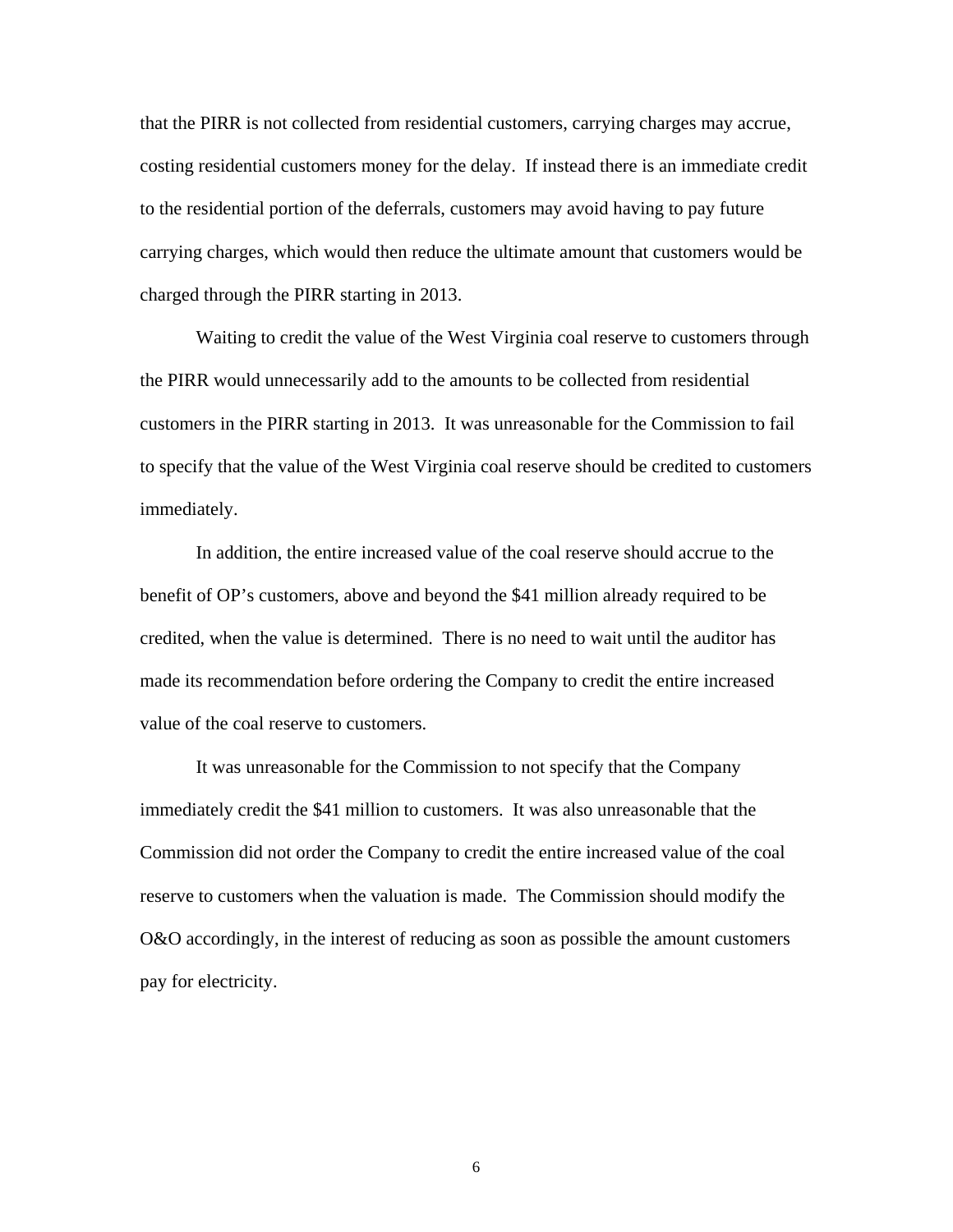that the PIRR is not collected from residential customers, carrying charges may accrue, costing residential customers money for the delay. If instead there is an immediate credit to the residential portion of the deferrals, customers may avoid having to pay future carrying charges, which would then reduce the ultimate amount that customers would be charged through the PIRR starting in 2013.

Waiting to credit the value of the West Virginia coal reserve to customers through the PIRR would unnecessarily add to the amounts to be collected from residential customers in the PIRR starting in 2013. It was unreasonable for the Commission to fail to specify that the value of the West Virginia coal reserve should be credited to customers immediately.

In addition, the entire increased value of the coal reserve should accrue to the benefit of OP's customers, above and beyond the $41 million already required to be credited, when the value is determined. There is no need to wait until the auditor has made its recommendation before ordering the Company to credit the entire increased value of the coal reserve to customers.

It was unreasonable for the Commission to not specify that the Company immediately credit the $41 million to customers. It was also unreasonable that the Commission did not order the Company to credit the entire increased value of the coal reserve to customers when the valuation is made. The Commission should modify the O&O accordingly, in the interest of reducing as soon as possible the amount customers pay for electricity.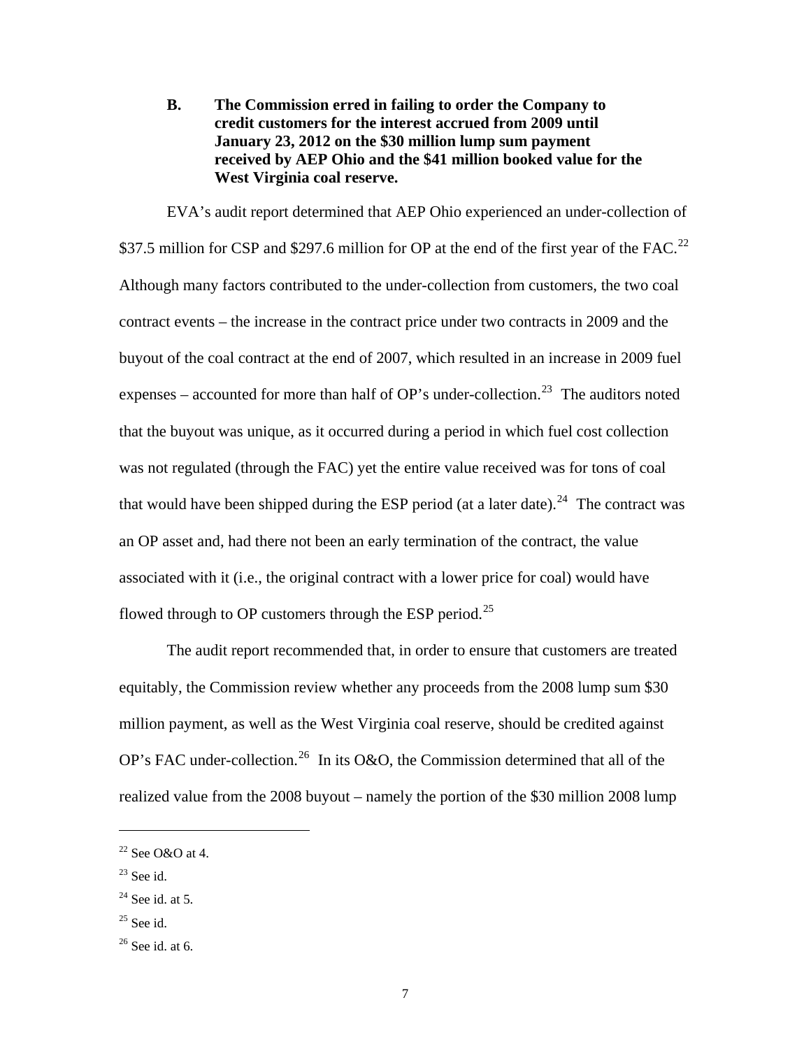**B. The Commission erred in failing to order the Company to credit customers for the interest accrued from 2009 until January 23, 2012 on the $30 million lump sum payment received by AEP Ohio and the $41 million booked value for the West Virginia coal reserve.**

EVA's audit report determined that AEP Ohio experienced an under-collection of $37.5 million for CSP and $297.6 million for OP at the end of the first year of the FAC.[22] Although many factors contributed to the under-collection from customers, the two coal contract events – the increase in the contract price under two contracts in 2009 and the buyout of the coal contract at the end of 2007, which resulted in an increase in 2009 fuel expenses – accounted for more than half of OP's under-collection.[23] The auditors noted that the buyout was unique, as it occurred during a period in which fuel cost collection was not regulated (through the FAC) yet the entire value received was for tons of coal that would have been shipped during the ESP period (at a later date).[24] The contract was an OP asset and, had there not been an early termination of the contract, the value associated with it (i.e., the original contract with a lower price for coal) would have flowed through to OP customers through the ESP period.[25]

The audit report recommended that, in order to ensure that customers are treated equitably, the Commission review whether any proceeds from the 2008 lump sum $30 million payment, as well as the West Virginia coal reserve, should be credited against OP's FAC under-collection.[26] In its O&O, the Commission determined that all of the realized value from the 2008 buyout – namely the portion of the $30 million 2008 lump

---

[22] See O&O at 4.

[23] See id.

[24] See id. at 5.

[25] See id.

[26] See id. at 6.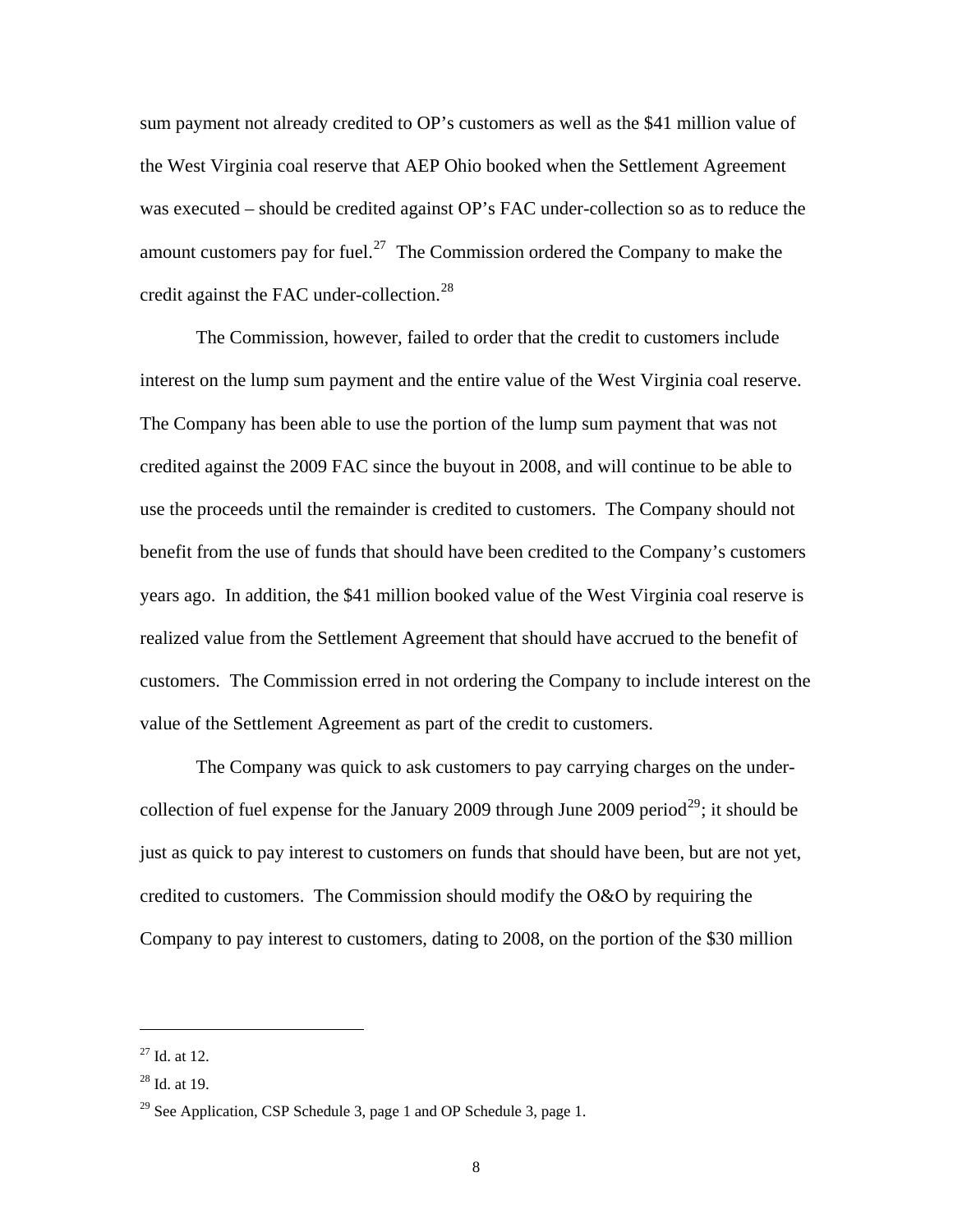sum payment not already credited to OP's customers as well as the $41 million value of the West Virginia coal reserve that AEP Ohio booked when the Settlement Agreement was executed – should be credited against OP's FAC under-collection so as to reduce the amount customers pay for fuel.[27] The Commission ordered the Company to make the credit against the FAC under-collection.[28]

The Commission, however, failed to order that the credit to customers include interest on the lump sum payment and the entire value of the West Virginia coal reserve. The Company has been able to use the portion of the lump sum payment that was not credited against the 2009 FAC since the buyout in 2008, and will continue to be able to use the proceeds until the remainder is credited to customers. The Company should not benefit from the use of funds that should have been credited to the Company's customers years ago. In addition, the $41 million booked value of the West Virginia coal reserve is realized value from the Settlement Agreement that should have accrued to the benefit of customers. The Commission erred in not ordering the Company to include interest on the value of the Settlement Agreement as part of the credit to customers.

The Company was quick to ask customers to pay carrying charges on the under-collection of fuel expense for the January 2009 through June 2009 period[29]; it should be just as quick to pay interest to customers on funds that should have been, but are not yet, credited to customers. The Commission should modify the O&O by requiring the Company to pay interest to customers, dating to 2008, on the portion of the $30 million

[27] Id. at 12.

[28] Id. at 19.

[29] See Application, CSP Schedule 3, page 1 and OP Schedule 3, page 1.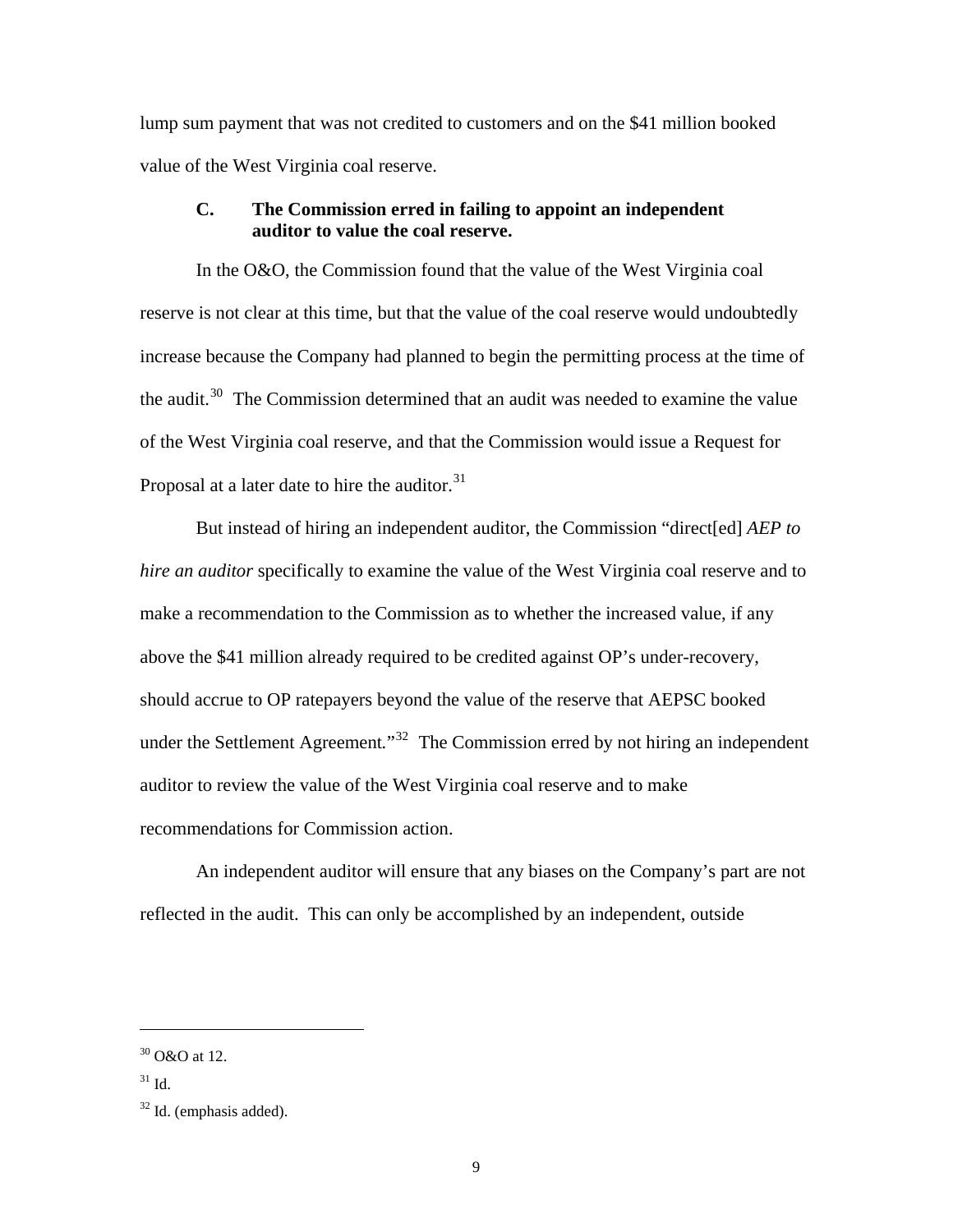lump sum payment that was not credited to customers and on the $41 million booked value of the West Virginia coal reserve.

### C. The Commission erred in failing to appoint an independent auditor to value the coal reserve.

In the O&O, the Commission found that the value of the West Virginia coal reserve is not clear at this time, but that the value of the coal reserve would undoubtedly increase because the Company had planned to begin the permitting process at the time of the audit.[30] The Commission determined that an audit was needed to examine the value of the West Virginia coal reserve, and that the Commission would issue a Request for Proposal at a later date to hire the auditor.[31]

But instead of hiring an independent auditor, the Commission "direct[ed] *AEP to hire an auditor* specifically to examine the value of the West Virginia coal reserve and to make a recommendation to the Commission as to whether the increased value, if any above the $41 million already required to be credited against OP's under-recovery, should accrue to OP ratepayers beyond the value of the reserve that AEPSC booked under the Settlement Agreement."[32] The Commission erred by not hiring an independent auditor to review the value of the West Virginia coal reserve and to make recommendations for Commission action.

An independent auditor will ensure that any biases on the Company's part are not reflected in the audit. This can only be accomplished by an independent, outside

---

[30] O&O at 12.

[31] Id.

[32] Id. (emphasis added).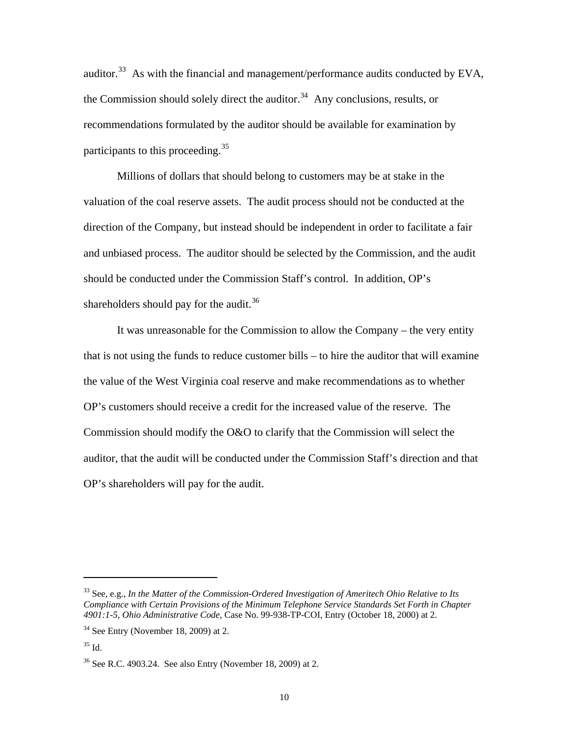auditor.[33] As with the financial and management/performance audits conducted by EVA, the Commission should solely direct the auditor.[34] Any conclusions, results, or recommendations formulated by the auditor should be available for examination by participants to this proceeding.[35]

Millions of dollars that should belong to customers may be at stake in the valuation of the coal reserve assets. The audit process should not be conducted at the direction of the Company, but instead should be independent in order to facilitate a fair and unbiased process. The auditor should be selected by the Commission, and the audit should be conducted under the Commission Staff's control. In addition, OP's shareholders should pay for the audit.[36]

It was unreasonable for the Commission to allow the Company – the very entity that is not using the funds to reduce customer bills – to hire the auditor that will examine the value of the West Virginia coal reserve and make recommendations as to whether OP's customers should receive a credit for the increased value of the reserve. The Commission should modify the O&O to clarify that the Commission will select the auditor, that the audit will be conducted under the Commission Staff's direction and that OP's shareholders will pay for the audit.

---

[33] See, e.g., *In the Matter of the Commission-Ordered Investigation of Ameritech Ohio Relative to Its Compliance with Certain Provisions of the Minimum Telephone Service Standards Set Forth in Chapter 4901:1-5, Ohio Administrative Code*, Case No. 99-938-TP-COI, Entry (October 18, 2000) at 2.

[34] See Entry (November 18, 2009) at 2.

[35] Id.

[36] See R.C. 4903.24. See also Entry (November 18, 2009) at 2.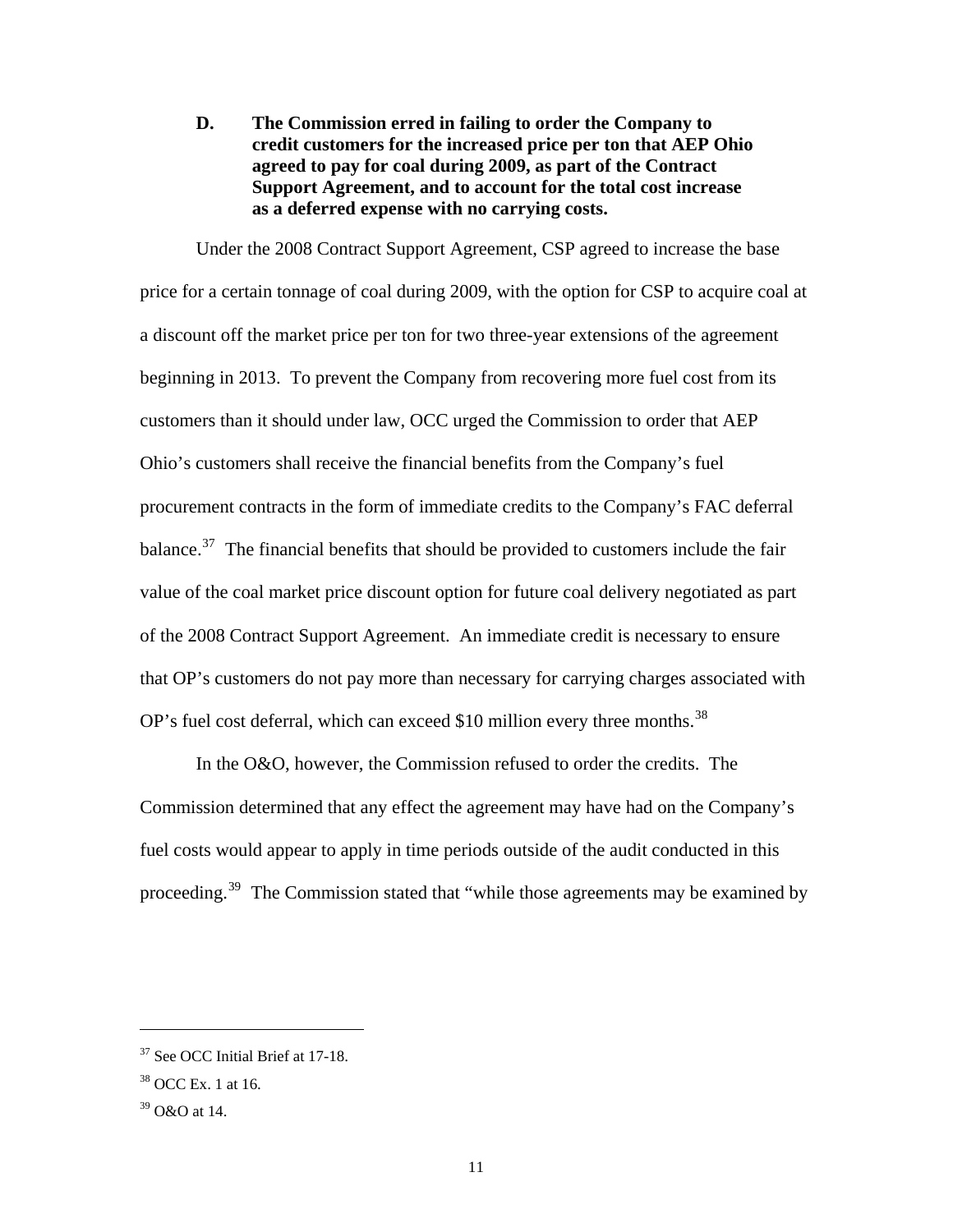**D. The Commission erred in failing to order the Company to credit customers for the increased price per ton that AEP Ohio agreed to pay for coal during 2009, as part of the Contract Support Agreement, and to account for the total cost increase as a deferred expense with no carrying costs.**

Under the 2008 Contract Support Agreement, CSP agreed to increase the base price for a certain tonnage of coal during 2009, with the option for CSP to acquire coal at a discount off the market price per ton for two three-year extensions of the agreement beginning in 2013. To prevent the Company from recovering more fuel cost from its customers than it should under law, OCC urged the Commission to order that AEP Ohio's customers shall receive the financial benefits from the Company's fuel procurement contracts in the form of immediate credits to the Company's FAC deferral balance.[37] The financial benefits that should be provided to customers include the fair value of the coal market price discount option for future coal delivery negotiated as part of the 2008 Contract Support Agreement. An immediate credit is necessary to ensure that OP's customers do not pay more than necessary for carrying charges associated with OP's fuel cost deferral, which can exceed $10 million every three months.[38]

In the O&O, however, the Commission refused to order the credits. The Commission determined that any effect the agreement may have had on the Company's fuel costs would appear to apply in time periods outside of the audit conducted in this proceeding.[39] The Commission stated that "while those agreements may be examined by

---

[37] See OCC Initial Brief at 17-18.

[38] OCC Ex. 1 at 16.

[39] O&O at 14.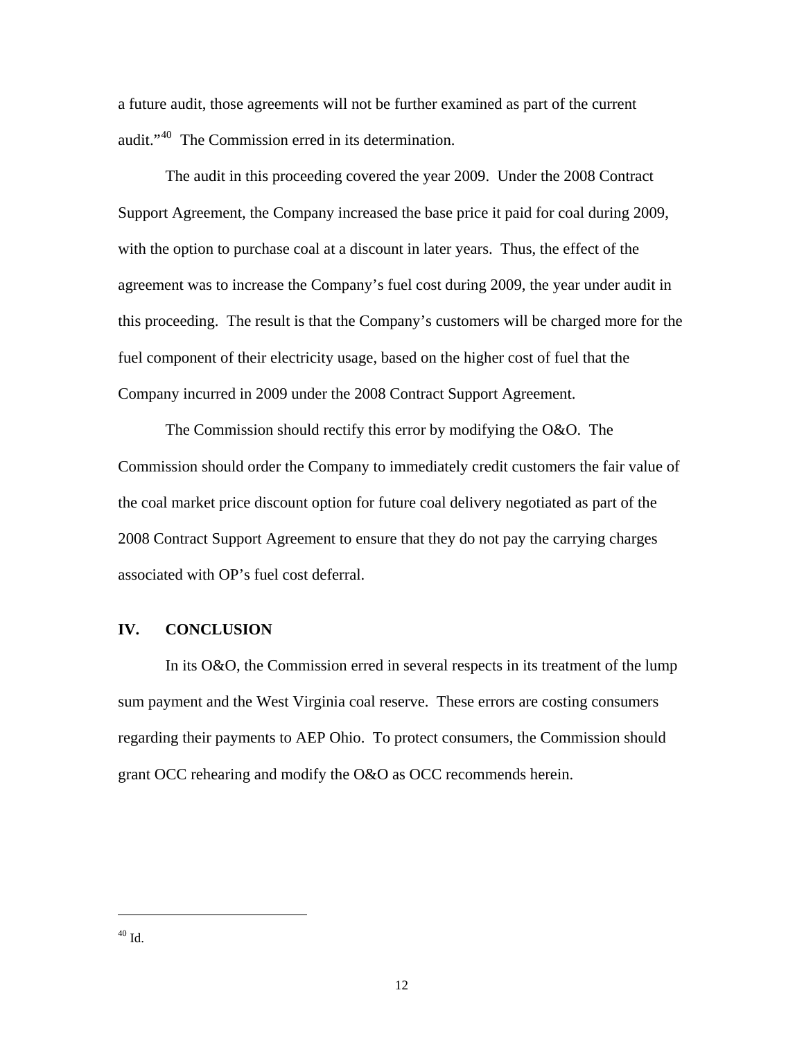a future audit, those agreements will not be further examined as part of the current audit."[40] The Commission erred in its determination.

The audit in this proceeding covered the year 2009. Under the 2008 Contract Support Agreement, the Company increased the base price it paid for coal during 2009, with the option to purchase coal at a discount in later years. Thus, the effect of the agreement was to increase the Company's fuel cost during 2009, the year under audit in this proceeding. The result is that the Company's customers will be charged more for the fuel component of their electricity usage, based on the higher cost of fuel that the Company incurred in 2009 under the 2008 Contract Support Agreement.

The Commission should rectify this error by modifying the O&O. The Commission should order the Company to immediately credit customers the fair value of the coal market price discount option for future coal delivery negotiated as part of the 2008 Contract Support Agreement to ensure that they do not pay the carrying charges associated with OP's fuel cost deferral.

## IV. CONCLUSION

In its O&O, the Commission erred in several respects in its treatment of the lump sum payment and the West Virginia coal reserve. These errors are costing consumers regarding their payments to AEP Ohio. To protect consumers, the Commission should grant OCC rehearing and modify the O&O as OCC recommends herein.

---

[40] Id.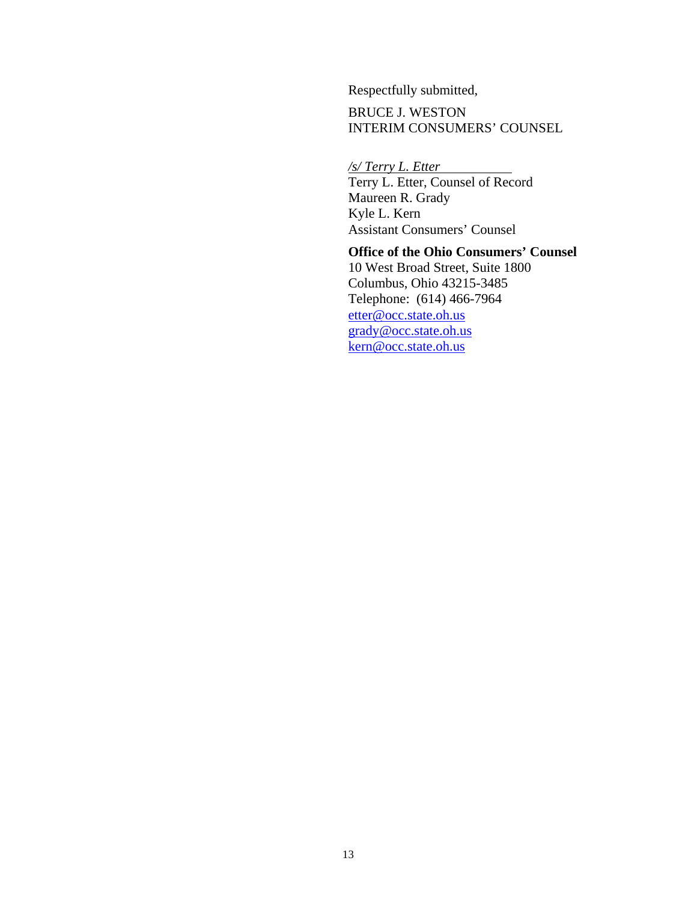Respectfully submitted,

BRUCE J. WESTON
INTERIM CONSUMERS' COUNSEL

*/s/ Terry L. Etter*
Terry L. Etter, Counsel of Record
Maureen R. Grady
Kyle L. Kern
Assistant Consumers' Counsel

**Office of the Ohio Consumers' Counsel**
10 West Broad Street, Suite 1800
Columbus, Ohio 43215-3485
Telephone: (614) 466-7964
etter@occ.state.oh.us
grady@occ.state.oh.us
kern@occ.state.oh.us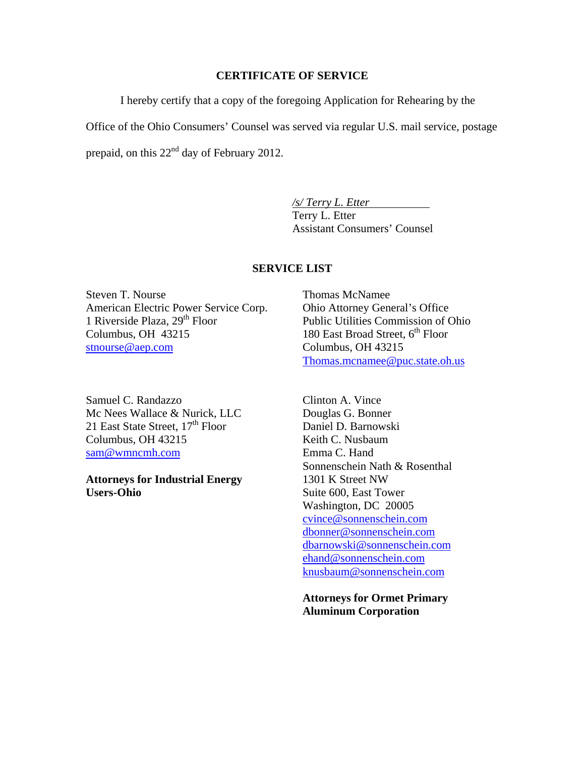## CERTIFICATE OF SERVICE

I hereby certify that a copy of the foregoing Application for Rehearing by the Office of the Ohio Consumers' Counsel was served via regular U.S. mail service, postage prepaid, on this 22nd day of February 2012.

*/s/ Terry L. Etter*
Terry L. Etter
Assistant Consumers' Counsel

## SERVICE LIST

Steven T. Nourse
American Electric Power Service Corp.
1 Riverside Plaza, 29th Floor
Columbus, OH 43215
stnourse@aep.com

Thomas McNamee
Ohio Attorney General's Office
Public Utilities Commission of Ohio
180 East Broad Street, 6th Floor
Columbus, OH 43215
Thomas.mcnamee@puc.state.oh.us

Samuel C. Randazzo
Mc Nees Wallace & Nurick, LLC
21 East State Street, 17th Floor
Columbus, OH 43215
sam@wmncmh.com

**Attorneys for Industrial Energy Users-Ohio**

Clinton A. Vince
Douglas G. Bonner
Daniel D. Barnowski
Keith C. Nusbaum
Emma C. Hand
Sonnenschein Nath & Rosenthal
1301 K Street NW
Suite 600, East Tower
Washington, DC 20005
cvince@sonnenschein.com
dbonner@sonnenschein.com
dbarnowski@sonnenschein.com
ehand@sonnenschein.com
knusbaum@sonnenschein.com

**Attorneys for Ormet Primary Aluminum Corporation**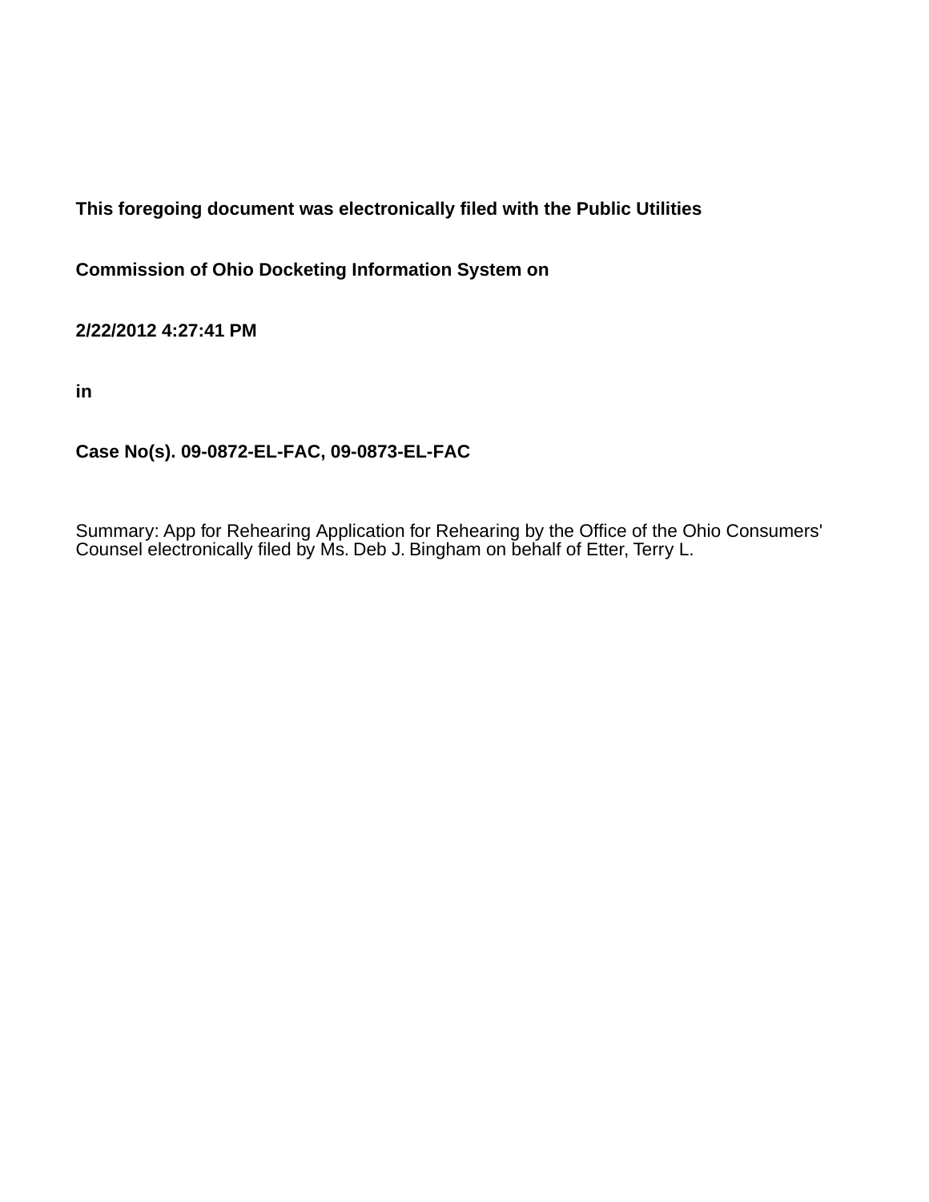**This foregoing document was electronically filed with the Public Utilities**

**Commission of Ohio Docketing Information System on**

**2/22/2012 4:27:41 PM**

**in**

**Case No(s). 09-0872-EL-FAC, 09-0873-EL-FAC**

Summary: App for Rehearing Application for Rehearing by the Office of the Ohio Consumers' Counsel electronically filed by Ms. Deb J. Bingham on behalf of Etter, Terry L.